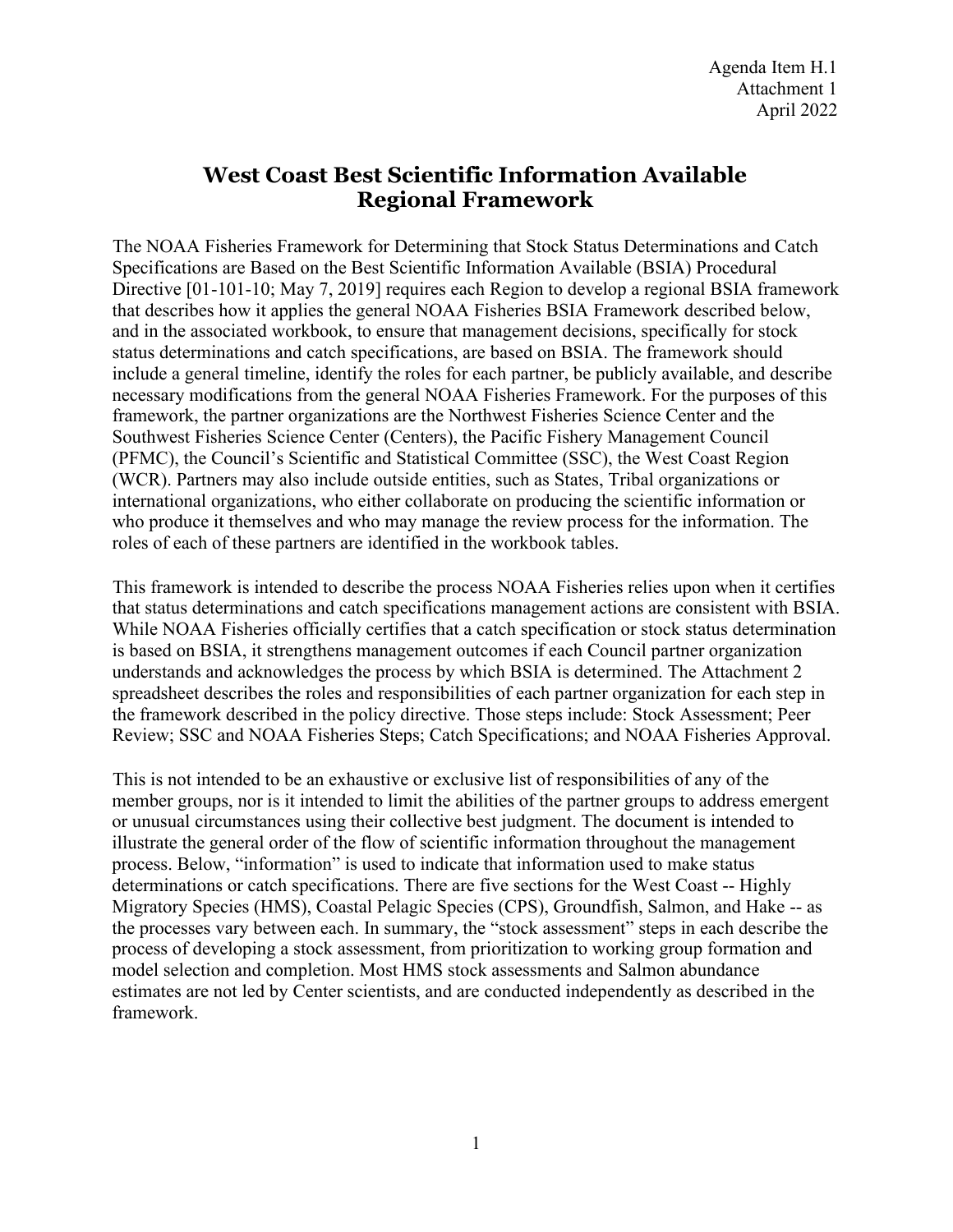Agenda Item H.1
Attachment 1
April 2022

# West Coast Best Scientific Information Available Regional Framework

The NOAA Fisheries Framework for Determining that Stock Status Determinations and Catch Specifications are Based on the Best Scientific Information Available (BSIA) Procedural Directive [01-101-10; May 7, 2019] requires each Region to develop a regional BSIA framework that describes how it applies the general NOAA Fisheries BSIA Framework described below, and in the associated workbook, to ensure that management decisions, specifically for stock status determinations and catch specifications, are based on BSIA. The framework should include a general timeline, identify the roles for each partner, be publicly available, and describe necessary modifications from the general NOAA Fisheries Framework. For the purposes of this framework, the partner organizations are the Northwest Fisheries Science Center and the Southwest Fisheries Science Center (Centers), the Pacific Fishery Management Council (PFMC), the Council's Scientific and Statistical Committee (SSC), the West Coast Region (WCR). Partners may also include outside entities, such as States, Tribal organizations or international organizations, who either collaborate on producing the scientific information or who produce it themselves and who may manage the review process for the information. The roles of each of these partners are identified in the workbook tables.

This framework is intended to describe the process NOAA Fisheries relies upon when it certifies that status determinations and catch specifications management actions are consistent with BSIA. While NOAA Fisheries officially certifies that a catch specification or stock status determination is based on BSIA, it strengthens management outcomes if each Council partner organization understands and acknowledges the process by which BSIA is determined. The Attachment 2 spreadsheet describes the roles and responsibilities of each partner organization for each step in the framework described in the policy directive. Those steps include: Stock Assessment; Peer Review; SSC and NOAA Fisheries Steps; Catch Specifications; and NOAA Fisheries Approval.

This is not intended to be an exhaustive or exclusive list of responsibilities of any of the member groups, nor is it intended to limit the abilities of the partner groups to address emergent or unusual circumstances using their collective best judgment. The document is intended to illustrate the general order of the flow of scientific information throughout the management process. Below, "information" is used to indicate that information used to make status determinations or catch specifications. There are five sections for the West Coast -- Highly Migratory Species (HMS), Coastal Pelagic Species (CPS), Groundfish, Salmon, and Hake -- as the processes vary between each. In summary, the "stock assessment" steps in each describe the process of developing a stock assessment, from prioritization to working group formation and model selection and completion. Most HMS stock assessments and Salmon abundance estimates are not led by Center scientists, and are conducted independently as described in the framework.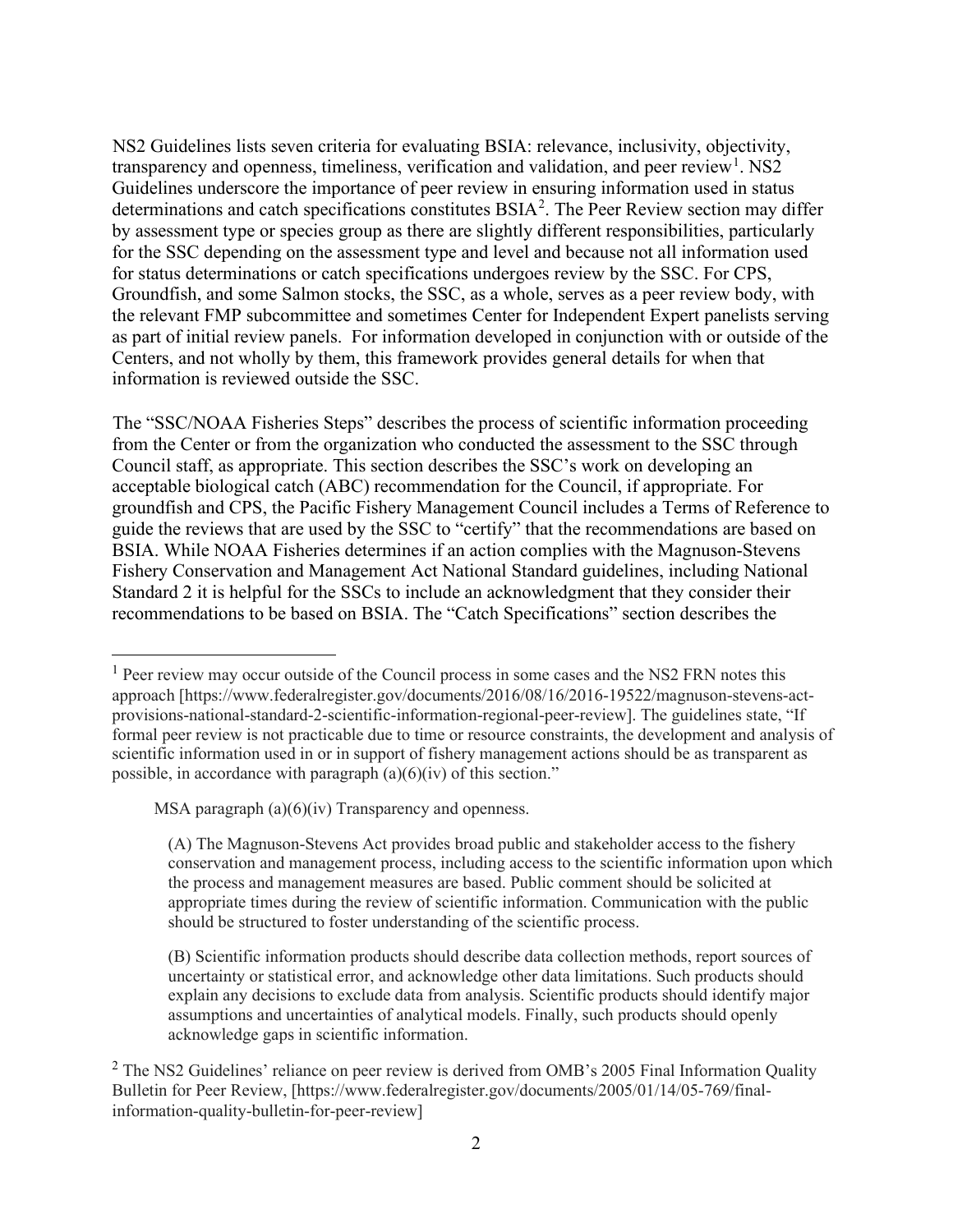NS2 Guidelines lists seven criteria for evaluating BSIA: relevance, inclusivity, objectivity, transparency and openness, timeliness, verification and validation, and peer review[1]. NS2 Guidelines underscore the importance of peer review in ensuring information used in status determinations and catch specifications constitutes BSIA[2]. The Peer Review section may differ by assessment type or species group as there are slightly different responsibilities, particularly for the SSC depending on the assessment type and level and because not all information used for status determinations or catch specifications undergoes review by the SSC. For CPS, Groundfish, and some Salmon stocks, the SSC, as a whole, serves as a peer review body, with the relevant FMP subcommittee and sometimes Center for Independent Expert panelists serving as part of initial review panels. For information developed in conjunction with or outside of the Centers, and not wholly by them, this framework provides general details for when that information is reviewed outside the SSC.

The "SSC/NOAA Fisheries Steps" describes the process of scientific information proceeding from the Center or from the organization who conducted the assessment to the SSC through Council staff, as appropriate. This section describes the SSC's work on developing an acceptable biological catch (ABC) recommendation for the Council, if appropriate. For groundfish and CPS, the Pacific Fishery Management Council includes a Terms of Reference to guide the reviews that are used by the SSC to "certify" that the recommendations are based on BSIA. While NOAA Fisheries determines if an action complies with the Magnuson-Stevens Fishery Conservation and Management Act National Standard guidelines, including National Standard 2 it is helpful for the SSCs to include an acknowledgment that they consider their recommendations to be based on BSIA. The "Catch Specifications" section describes the

---

[1] Peer review may occur outside of the Council process in some cases and the NS2 FRN notes this approach [https://www.federalregister.gov/documents/2016/08/16/2016-19522/magnuson-stevens-act-provisions-national-standard-2-scientific-information-regional-peer-review]. The guidelines state, "If formal peer review is not practicable due to time or resource constraints, the development and analysis of scientific information used in or in support of fishery management actions should be as transparent as possible, in accordance with paragraph (a)(6)(iv) of this section."

> MSA paragraph (a)(6)(iv) Transparency and openness.
>
> > (A) The Magnuson-Stevens Act provides broad public and stakeholder access to the fishery conservation and management process, including access to the scientific information upon which the process and management measures are based. Public comment should be solicited at appropriate times during the review of scientific information. Communication with the public should be structured to foster understanding of the scientific process.
> >
> > (B) Scientific information products should describe data collection methods, report sources of uncertainty or statistical error, and acknowledge other data limitations. Such products should explain any decisions to exclude data from analysis. Scientific products should identify major assumptions and uncertainties of analytical models. Finally, such products should openly acknowledge gaps in scientific information.

[2] The NS2 Guidelines' reliance on peer review is derived from OMB's 2005 Final Information Quality Bulletin for Peer Review, [https://www.federalregister.gov/documents/2005/01/14/05-769/final-information-quality-bulletin-for-peer-review]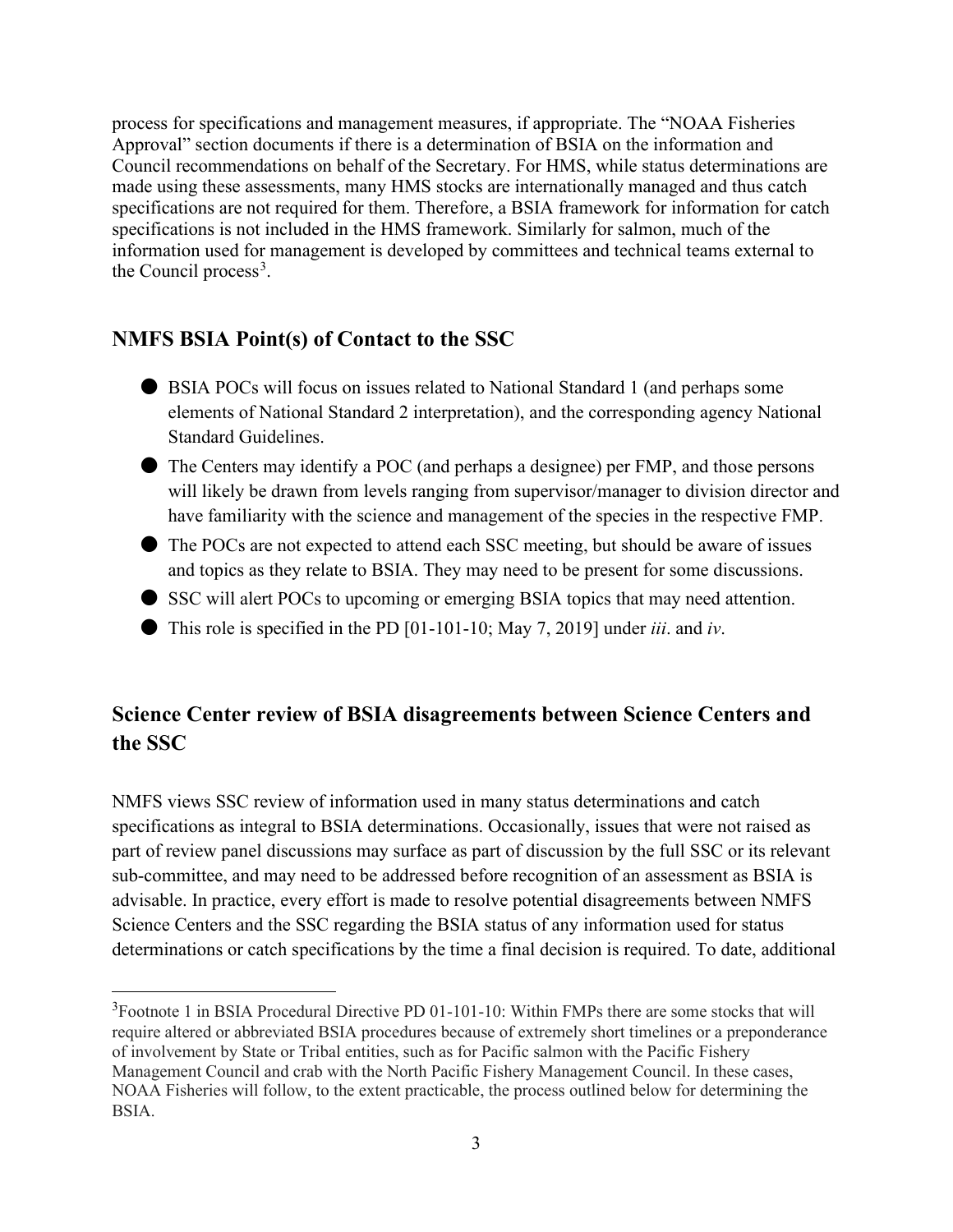process for specifications and management measures, if appropriate. The "NOAA Fisheries Approval" section documents if there is a determination of BSIA on the information and Council recommendations on behalf of the Secretary. For HMS, while status determinations are made using these assessments, many HMS stocks are internationally managed and thus catch specifications are not required for them. Therefore, a BSIA framework for information for catch specifications is not included in the HMS framework. Similarly for salmon, much of the information used for management is developed by committees and technical teams external to the Council process[3].

## NMFS BSIA Point(s) of Contact to the SSC

- BSIA POCs will focus on issues related to National Standard 1 (and perhaps some elements of National Standard 2 interpretation), and the corresponding agency National Standard Guidelines.
- The Centers may identify a POC (and perhaps a designee) per FMP, and those persons will likely be drawn from levels ranging from supervisor/manager to division director and have familiarity with the science and management of the species in the respective FMP.
- The POCs are not expected to attend each SSC meeting, but should be aware of issues and topics as they relate to BSIA. They may need to be present for some discussions.
- SSC will alert POCs to upcoming or emerging BSIA topics that may need attention.
- This role is specified in the PD [01-101-10; May 7, 2019] under *iii*. and *iv*.

## Science Center review of BSIA disagreements between Science Centers and the SSC

NMFS views SSC review of information used in many status determinations and catch specifications as integral to BSIA determinations. Occasionally, issues that were not raised as part of review panel discussions may surface as part of discussion by the full SSC or its relevant sub-committee, and may need to be addressed before recognition of an assessment as BSIA is advisable. In practice, every effort is made to resolve potential disagreements between NMFS Science Centers and the SSC regarding the BSIA status of any information used for status determinations or catch specifications by the time a final decision is required. To date, additional

[3]Footnote 1 in BSIA Procedural Directive PD 01-101-10: Within FMPs there are some stocks that will require altered or abbreviated BSIA procedures because of extremely short timelines or a preponderance of involvement by State or Tribal entities, such as for Pacific salmon with the Pacific Fishery Management Council and crab with the North Pacific Fishery Management Council. In these cases, NOAA Fisheries will follow, to the extent practicable, the process outlined below for determining the BSIA.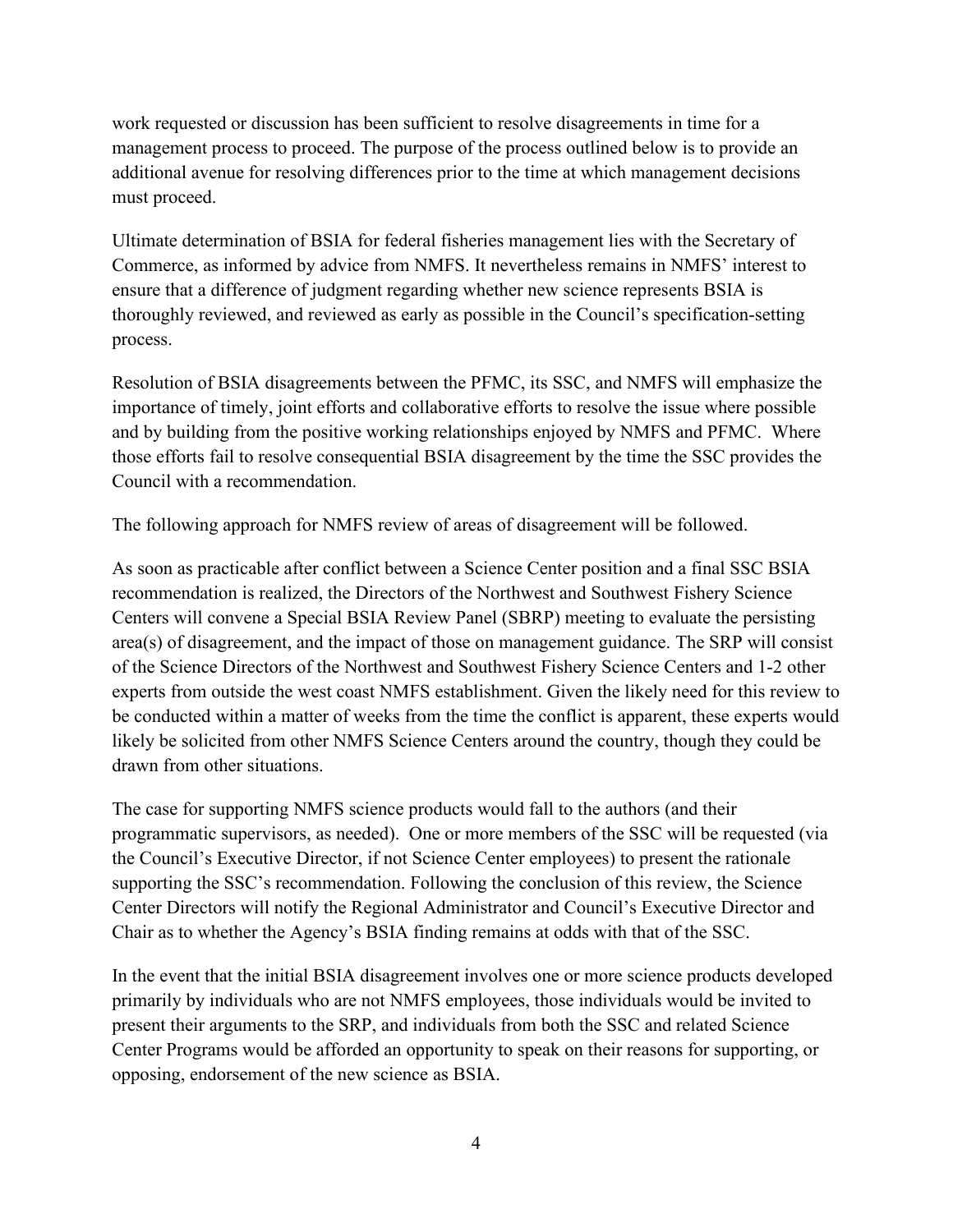work requested or discussion has been sufficient to resolve disagreements in time for a management process to proceed. The purpose of the process outlined below is to provide an additional avenue for resolving differences prior to the time at which management decisions must proceed.

Ultimate determination of BSIA for federal fisheries management lies with the Secretary of Commerce, as informed by advice from NMFS. It nevertheless remains in NMFS' interest to ensure that a difference of judgment regarding whether new science represents BSIA is thoroughly reviewed, and reviewed as early as possible in the Council's specification-setting process.

Resolution of BSIA disagreements between the PFMC, its SSC, and NMFS will emphasize the importance of timely, joint efforts and collaborative efforts to resolve the issue where possible and by building from the positive working relationships enjoyed by NMFS and PFMC. Where those efforts fail to resolve consequential BSIA disagreement by the time the SSC provides the Council with a recommendation.

The following approach for NMFS review of areas of disagreement will be followed.

As soon as practicable after conflict between a Science Center position and a final SSC BSIA recommendation is realized, the Directors of the Northwest and Southwest Fishery Science Centers will convene a Special BSIA Review Panel (SBRP) meeting to evaluate the persisting area(s) of disagreement, and the impact of those on management guidance. The SRP will consist of the Science Directors of the Northwest and Southwest Fishery Science Centers and 1-2 other experts from outside the west coast NMFS establishment. Given the likely need for this review to be conducted within a matter of weeks from the time the conflict is apparent, these experts would likely be solicited from other NMFS Science Centers around the country, though they could be drawn from other situations.

The case for supporting NMFS science products would fall to the authors (and their programmatic supervisors, as needed). One or more members of the SSC will be requested (via the Council's Executive Director, if not Science Center employees) to present the rationale supporting the SSC's recommendation. Following the conclusion of this review, the Science Center Directors will notify the Regional Administrator and Council's Executive Director and Chair as to whether the Agency's BSIA finding remains at odds with that of the SSC.

In the event that the initial BSIA disagreement involves one or more science products developed primarily by individuals who are not NMFS employees, those individuals would be invited to present their arguments to the SRP, and individuals from both the SSC and related Science Center Programs would be afforded an opportunity to speak on their reasons for supporting, or opposing, endorsement of the new science as BSIA.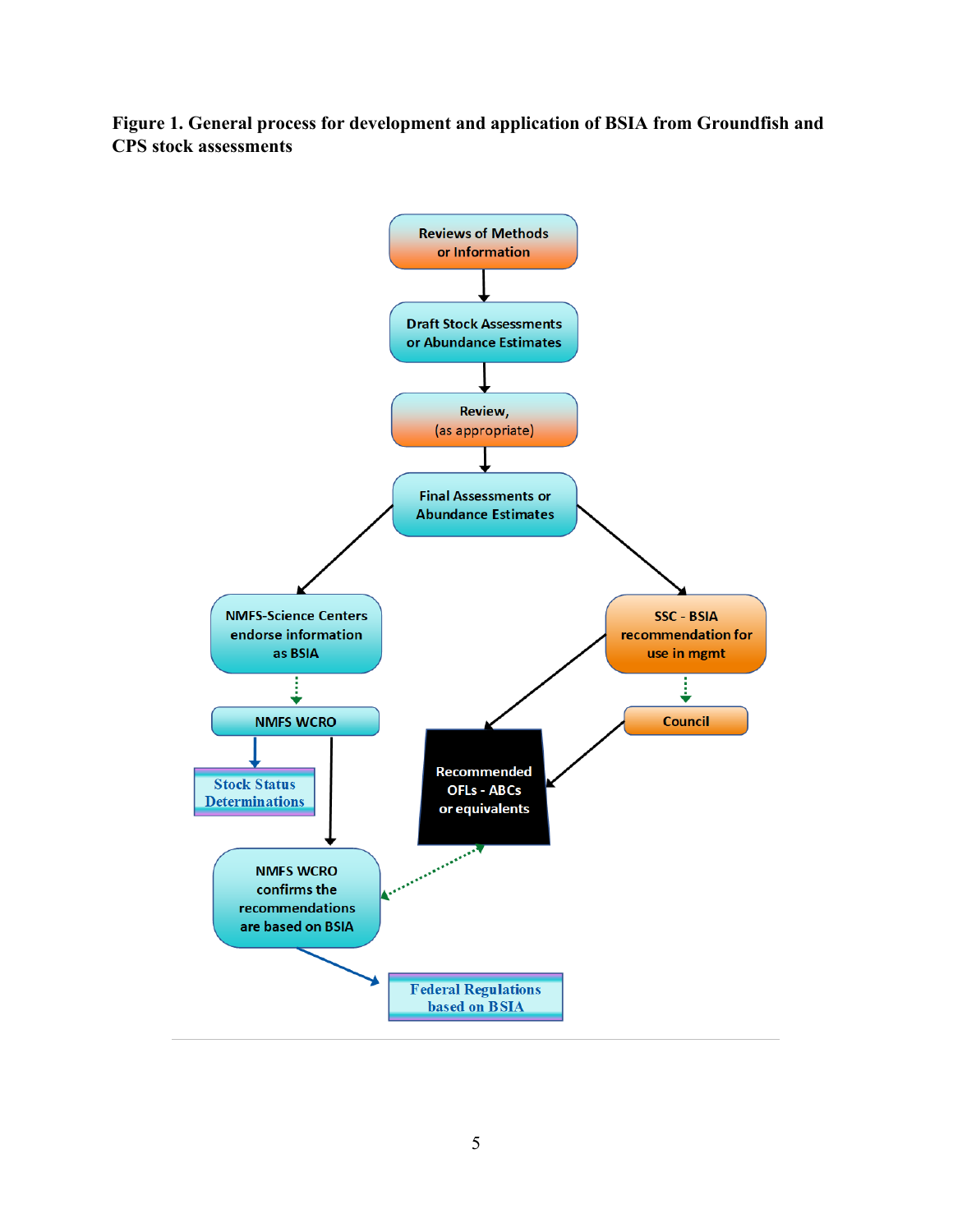**Figure 1. General process for development and application of BSIA from Groundfish and CPS stock assessments**

Reviews of Methods or Information

Draft Stock Assessments or Abundance Estimates

Review, (as appropriate)

Final Assessments or Abundance Estimates

NMFS-Science Centers endorse information as BSIA

SSC - BSIA recommendation for use in mgmt

NMFS WCRO

Council

Stock Status Determinations

Recommended OFLs - ABCs or equivalents

NMFS WCRO confirms the recommendations are based on BSIA

Federal Regulations based on BSIA